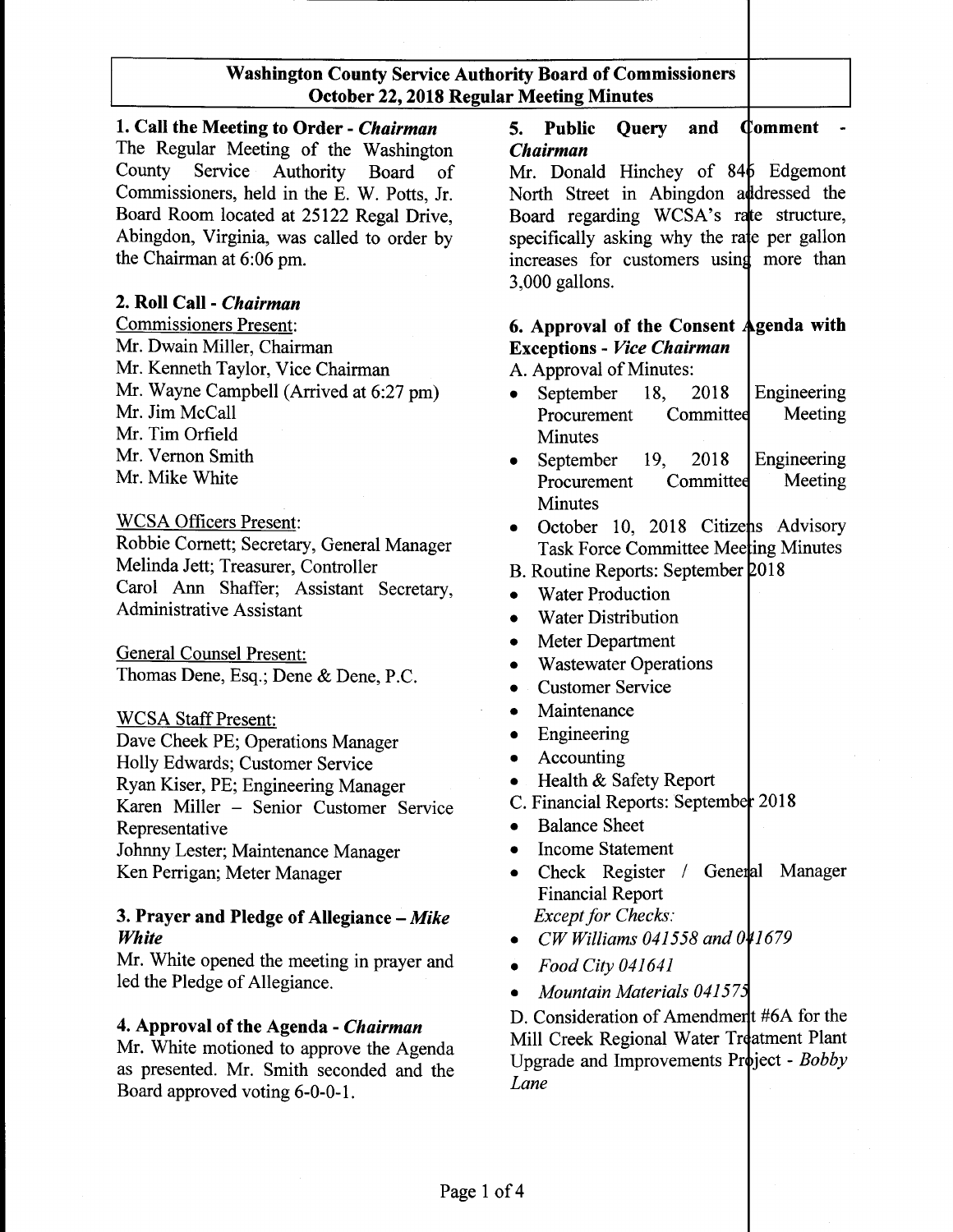## Washington County Service Authority Board of Commissioners
## October 22, 2018 Regular Meeting Minutes

### 1. Call the Meeting to Order - *Chairman*

The Regular Meeting of the Washington County Service Authority Board of Commissioners, held in the E. W. Potts, Jr. Board Room located at 25122 Regal Drive, Abingdon, Virginia, was called to order by the Chairman at 6:06 pm.

### 2. Roll Call - *Chairman*

Commissioners Present:
Mr. Dwain Miller, Chairman
Mr. Kenneth Taylor, Vice Chairman
Mr. Wayne Campbell (Arrived at 6:27 pm)
Mr. Jim McCall
Mr. Tim Orfield
Mr. Vernon Smith
Mr. Mike White

WCSA Officers Present:
Robbie Cornett; Secretary, General Manager
Melinda Jett; Treasurer, Controller
Carol Ann Shaffer; Assistant Secretary, Administrative Assistant

General Counsel Present:
Thomas Dene, Esq.; Dene & Dene, P.C.

WCSA Staff Present:
Dave Cheek PE; Operations Manager
Holly Edwards; Customer Service
Ryan Kiser, PE; Engineering Manager
Karen Miller – Senior Customer Service Representative
Johnny Lester; Maintenance Manager
Ken Perrigan; Meter Manager

### 3. Prayer and Pledge of Allegiance – *Mike White*

Mr. White opened the meeting in prayer and led the Pledge of Allegiance.

### 4. Approval of the Agenda - *Chairman*

Mr. White motioned to approve the Agenda as presented. Mr. Smith seconded and the Board approved voting 6-0-0-1.

### 5. Public Query and Comment - *Chairman*

Mr. Donald Hinchey of 846 Edgemont North Street in Abingdon addressed the Board regarding WCSA's rate structure, specifically asking why the rate per gallon increases for customers using more than 3,000 gallons.

### 6. Approval of the Consent Agenda with Exceptions - *Vice Chairman*

A. Approval of Minutes:

- September 18, 2018 Engineering Procurement Committee Meeting Minutes
- September 19, 2018 Engineering Procurement Committee Meeting Minutes
- October 10, 2018 Citizens Advisory Task Force Committee Meeting Minutes

B. Routine Reports: September 2018

- Water Production
- Water Distribution
- Meter Department
- Wastewater Operations
- Customer Service
- Maintenance
- Engineering
- Accounting
- Health & Safety Report

C. Financial Reports: September 2018

- Balance Sheet
- Income Statement
- Check Register / General Manager Financial Report
  *Except for Checks:*
- *CW Williams 041558 and 041679*
- *Food City 041641*
- *Mountain Materials 041575*

D. Consideration of Amendment #6A for the Mill Creek Regional Water Treatment Plant Upgrade and Improvements Project - *Bobby Lane*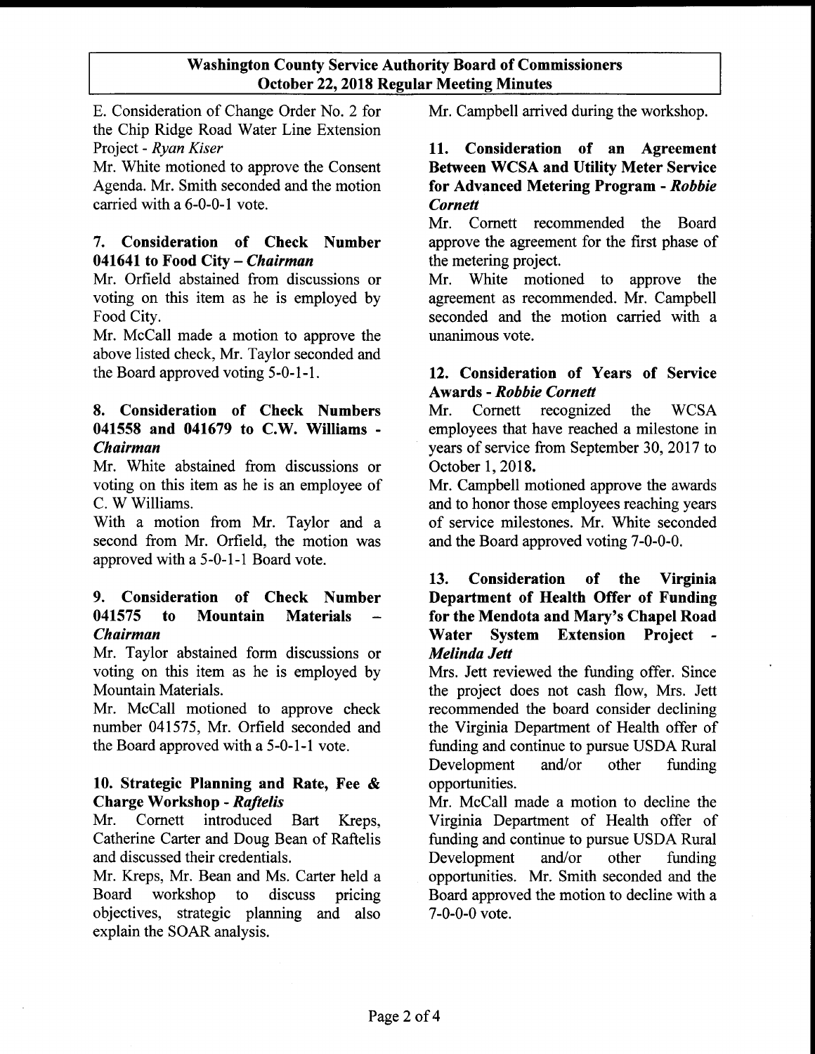E. Consideration of Change Order No. 2 for the Chip Ridge Road Water Line Extension Project - *Ryan Kiser*

Mr. White motioned to approve the Consent Agenda. Mr. Smith seconded and the motion carried with a 6-0-0-1 vote.

### 7. Consideration of Check Number 041641 to Food City – *Chairman*

Mr. Orfield abstained from discussions or voting on this item as he is employed by Food City.

Mr. McCall made a motion to approve the above listed check, Mr. Taylor seconded and the Board approved voting 5-0-1-1.

### 8. Consideration of Check Numbers 041558 and 041679 to C.W. Williams - *Chairman*

Mr. White abstained from discussions or voting on this item as he is an employee of C. W Williams.

With a motion from Mr. Taylor and a second from Mr. Orfield, the motion was approved with a 5-0-1-1 Board vote.

### 9. Consideration of Check Number 041575 to Mountain Materials – *Chairman*

Mr. Taylor abstained form discussions or voting on this item as he is employed by Mountain Materials.

Mr. McCall motioned to approve check number 041575, Mr. Orfield seconded and the Board approved with a 5-0-1-1 vote.

### 10. Strategic Planning and Rate, Fee & Charge Workshop - *Raftelis*

Mr. Cornett introduced Bart Kreps, Catherine Carter and Doug Bean of Raftelis and discussed their credentials.

Mr. Kreps, Mr. Bean and Ms. Carter held a Board workshop to discuss pricing objectives, strategic planning and also explain the SOAR analysis.

Mr. Campbell arrived during the workshop.

### 11. Consideration of an Agreement Between WCSA and Utility Meter Service for Advanced Metering Program - *Robbie Cornett*

Mr. Cornett recommended the Board approve the agreement for the first phase of the metering project.

Mr. White motioned to approve the agreement as recommended. Mr. Campbell seconded and the motion carried with a unanimous vote.

### 12. Consideration of Years of Service Awards - *Robbie Cornett*

Mr. Cornett recognized the WCSA employees that have reached a milestone in years of service from September 30, 2017 to October 1, 2018.

Mr. Campbell motioned approve the awards and to honor those employees reaching years of service milestones. Mr. White seconded and the Board approved voting 7-0-0-0.

### 13. Consideration of the Virginia Department of Health Offer of Funding for the Mendota and Mary's Chapel Road Water System Extension Project - *Melinda Jett*

Mrs. Jett reviewed the funding offer. Since the project does not cash flow, Mrs. Jett recommended the board consider declining the Virginia Department of Health offer of funding and continue to pursue USDA Rural Development and/or other funding opportunities.

Mr. McCall made a motion to decline the Virginia Department of Health offer of funding and continue to pursue USDA Rural Development and/or other funding opportunities. Mr. Smith seconded and the Board approved the motion to decline with a 7-0-0-0 vote.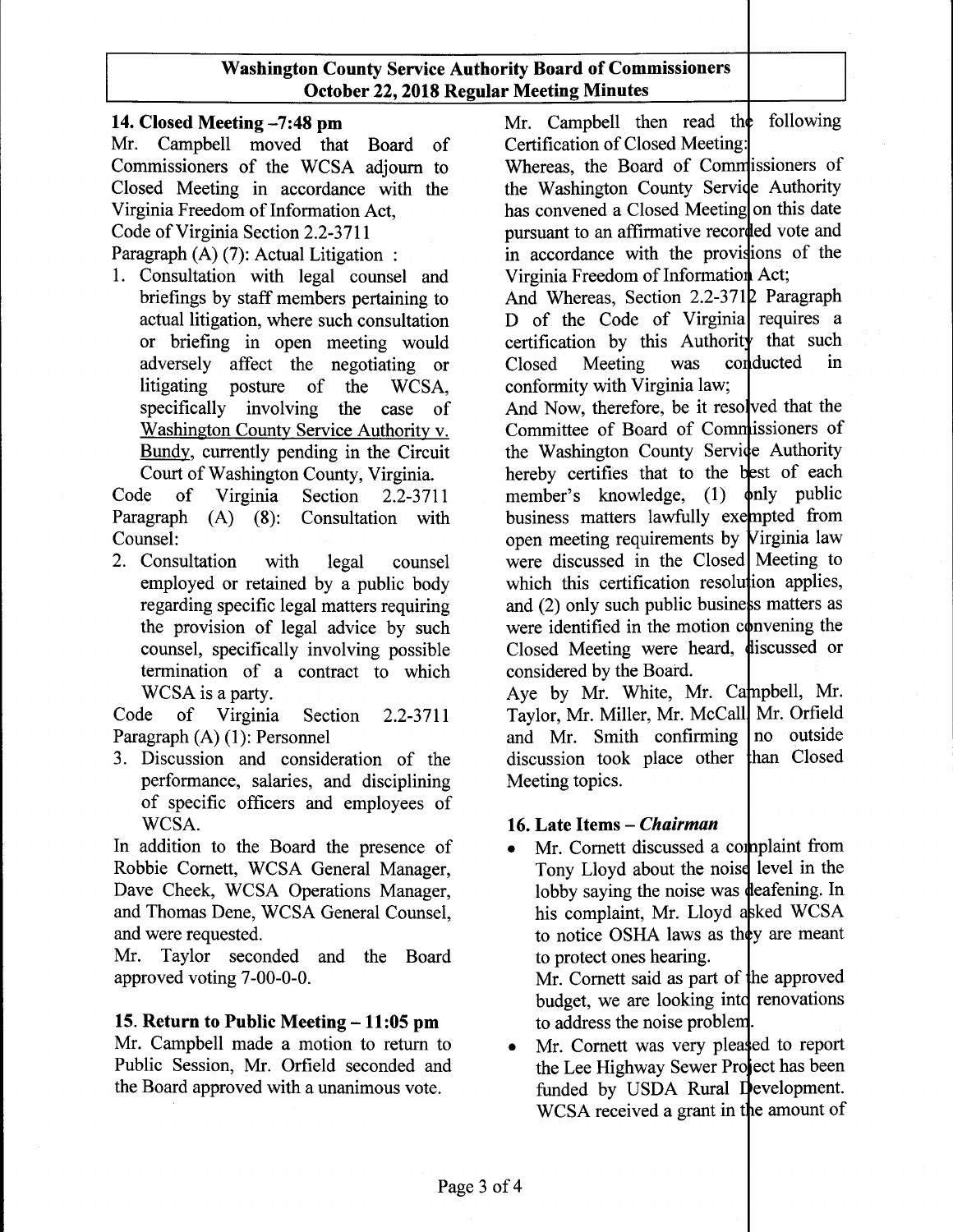## 14. Closed Meeting –7:48 pm

Mr. Campbell moved that Board of Commissioners of the WCSA adjourn to Closed Meeting in accordance with the Virginia Freedom of Information Act, Code of Virginia Section 2.2-3711 Paragraph (A) (7): Actual Litigation :

1. Consultation with legal counsel and briefings by staff members pertaining to actual litigation, where such consultation or briefing in open meeting would adversely affect the negotiating or litigating posture of the WCSA, specifically involving the case of Washington County Service Authority v. Bundy, currently pending in the Circuit Court of Washington County, Virginia.

Code of Virginia Section 2.2-3711 Paragraph (A) (8): Consultation with Counsel:

2. Consultation with legal counsel employed or retained by a public body regarding specific legal matters requiring the provision of legal advice by such counsel, specifically involving possible termination of a contract to which WCSA is a party.

Code of Virginia Section 2.2-3711 Paragraph (A) (1): Personnel

3. Discussion and consideration of the performance, salaries, and disciplining of specific officers and employees of WCSA.

In addition to the Board the presence of Robbie Cornett, WCSA General Manager, Dave Cheek, WCSA Operations Manager, and Thomas Dene, WCSA General Counsel, and were requested.

Mr. Taylor seconded and the Board approved voting 7-00-0-0.

## 15. Return to Public Meeting – 11:05 pm

Mr. Campbell made a motion to return to Public Session, Mr. Orfield seconded and the Board approved with a unanimous vote.

Mr. Campbell then read the following Certification of Closed Meeting:

Whereas, the Board of Commissioners of the Washington County Service Authority has convened a Closed Meeting on this date pursuant to an affirmative recorded vote and in accordance with the provisions of the Virginia Freedom of Information Act;

And Whereas, Section 2.2-3712 Paragraph D of the Code of Virginia requires a certification by this Authority that such Closed Meeting was conducted in conformity with Virginia law;

And Now, therefore, be it resolved that the Committee of Board of Commissioners of the Washington County Service Authority hereby certifies that to the best of each member's knowledge, (1) only public business matters lawfully exempted from open meeting requirements by Virginia law were discussed in the Closed Meeting to which this certification resolution applies, and (2) only such public business matters as were identified in the motion convening the Closed Meeting were heard, discussed or considered by the Board.

Aye by Mr. White, Mr. Campbell, Mr. Taylor, Mr. Miller, Mr. McCall, Mr. Orfield and Mr. Smith confirming no outside discussion took place other than Closed Meeting topics.

## 16. Late Items – *Chairman*

- Mr. Cornett discussed a complaint from Tony Lloyd about the noise level in the lobby saying the noise was deafening. In his complaint, Mr. Lloyd asked WCSA to notice OSHA laws as they are meant to protect ones hearing.

  Mr. Cornett said as part of the approved budget, we are looking into renovations to address the noise problem.
- Mr. Cornett was very pleased to report the Lee Highway Sewer Project has been funded by USDA Rural Development. WCSA received a grant in the amount of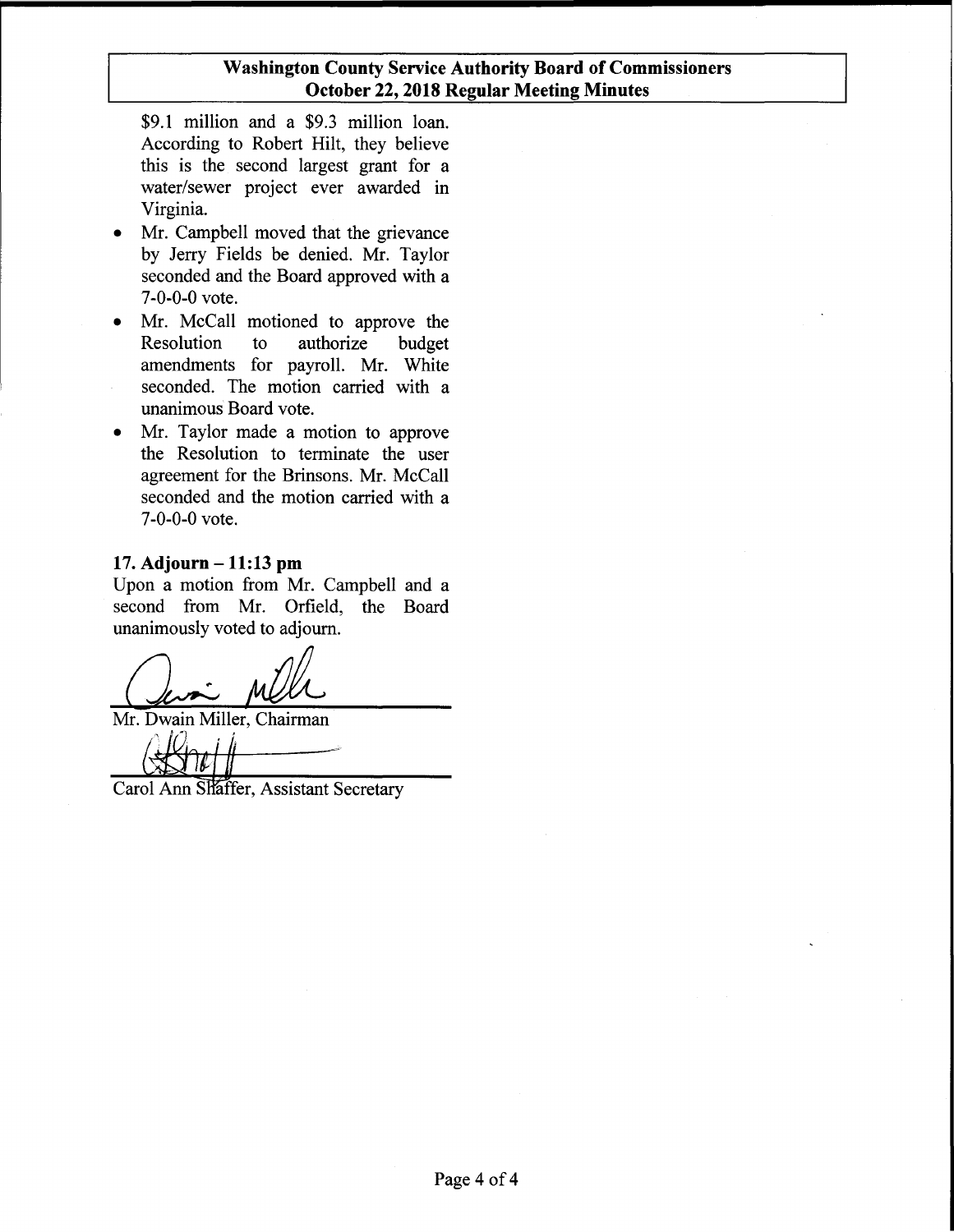$9.1 million and a $9.3 million loan. According to Robert Hilt, they believe this is the second largest grant for a water/sewer project ever awarded in Virginia.

- Mr. Campbell moved that the grievance by Jerry Fields be denied. Mr. Taylor seconded and the Board approved with a 7-0-0-0 vote.
- Mr. McCall motioned to approve the Resolution to authorize budget amendments for payroll. Mr. White seconded. The motion carried with a unanimous Board vote.
- Mr. Taylor made a motion to approve the Resolution to terminate the user agreement for the Brinsons. Mr. McCall seconded and the motion carried with a 7-0-0-0 vote.

**17. Adjourn – 11:13 pm**

Upon a motion from Mr. Campbell and a second from Mr. Orfield, the Board unanimously voted to adjourn.

Mr. Dwain Miller, Chairman

Carol Ann Shaffer, Assistant Secretary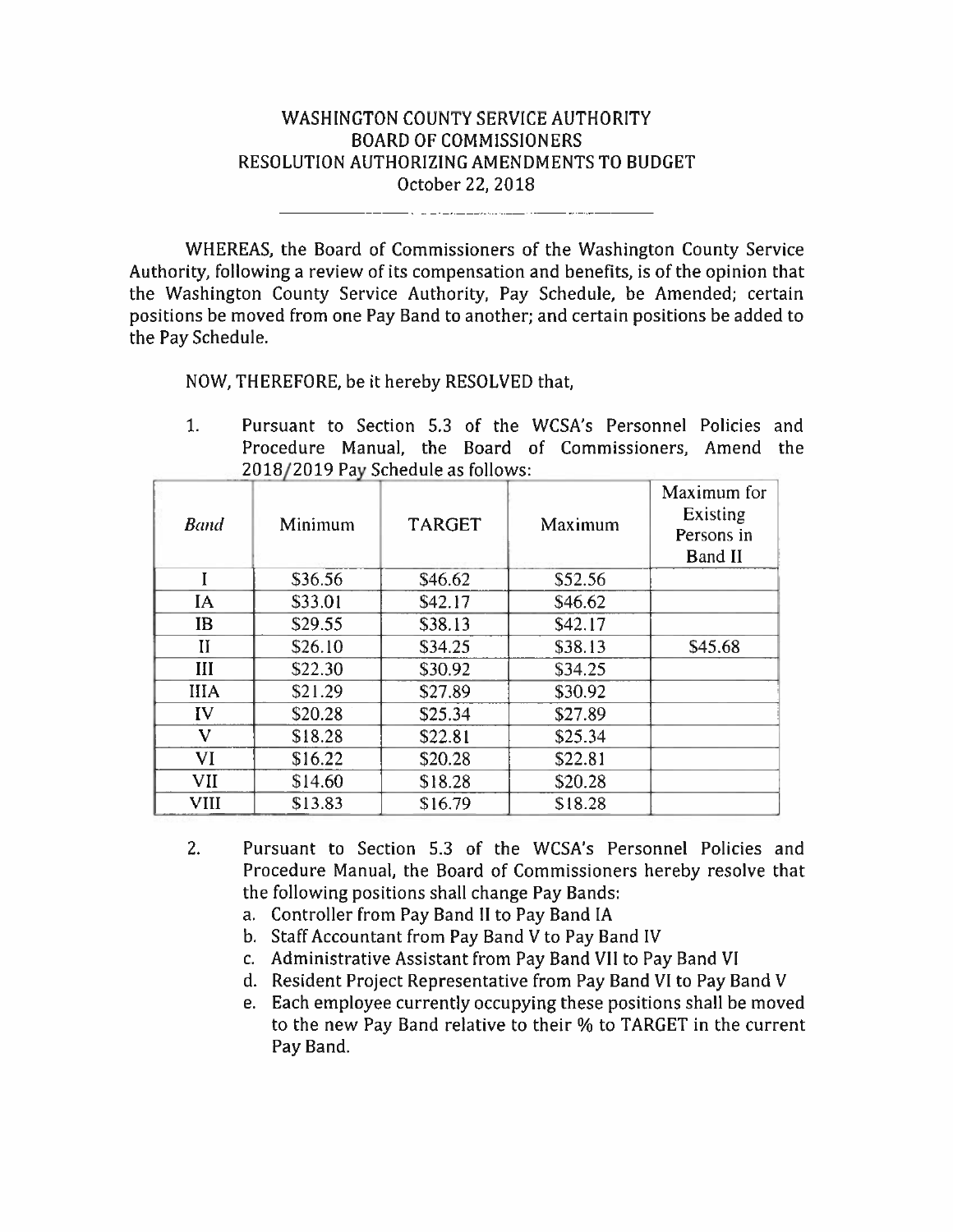# WASHINGTON COUNTY SERVICE AUTHORITY
## BOARD OF COMMISSIONERS
## RESOLUTION AUTHORIZING AMENDMENTS TO BUDGET
October 22, 2018

---

WHEREAS, the Board of Commissioners of the Washington County Service Authority, following a review of its compensation and benefits, is of the opinion that the Washington County Service Authority, Pay Schedule, be Amended; certain positions be moved from one Pay Band to another; and certain positions be added to the Pay Schedule.

NOW, THEREFORE, be it hereby RESOLVED that,

1. Pursuant to Section 5.3 of the WCSA's Personnel Policies and Procedure Manual, the Board of Commissioners, Amend the 2018/2019 Pay Schedule as follows:

| *Band* | Minimum | TARGET | Maximum | Maximum for Existing Persons in Band II |
|---|---|---|---|---|
| I | $36.56 | $46.62 | $52.56 | |
| IA | $33.01 | $42.17 | $46.62 | |
| IB | $29.55 | $38.13 | $42.17 | |
| II | $26.10 | $34.25 | $38.13 | $45.68 |
| III | $22.30 | $30.92 | $34.25 | |
| IIIA | $21.29 | $27.89 | $30.92 | |
| IV | $20.28 | $25.34 | $27.89 | |
| V | $18.28 | $22.81 | $25.34 | |
| VI | $16.22 | $20.28 | $22.81 | |
| VII | $14.60 | $18.28 | $20.28 | |
| VIII | $13.83 | $16.79 | $18.28 | |

2. Pursuant to Section 5.3 of the WCSA's Personnel Policies and Procedure Manual, the Board of Commissioners hereby resolve that the following positions shall change Pay Bands:
   a. Controller from Pay Band II to Pay Band IA
   b. Staff Accountant from Pay Band V to Pay Band IV
   c. Administrative Assistant from Pay Band VII to Pay Band VI
   d. Resident Project Representative from Pay Band VI to Pay Band V
   e. Each employee currently occupying these positions shall be moved to the new Pay Band relative to their % to TARGET in the current Pay Band.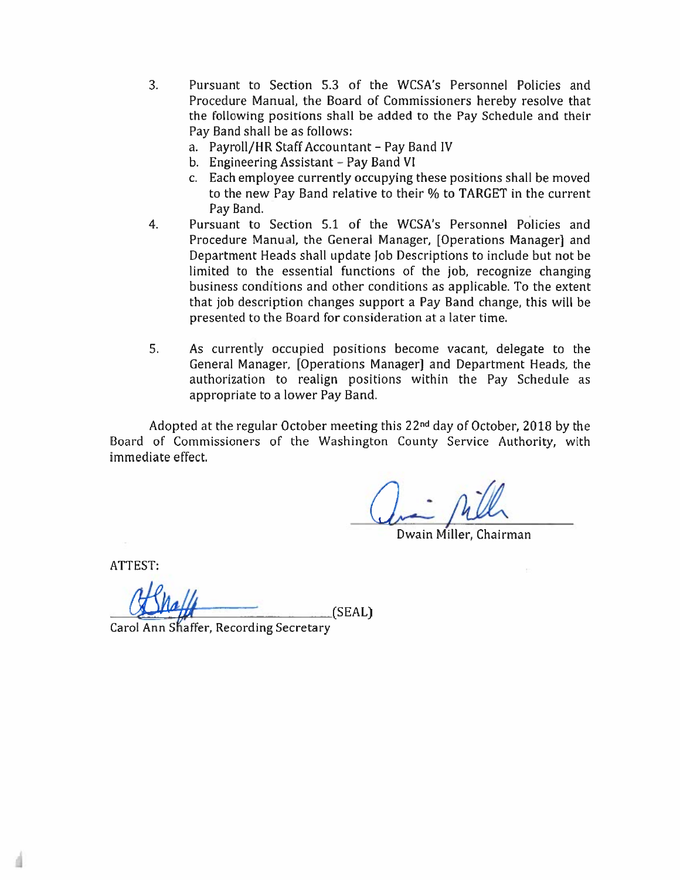3. Pursuant to Section 5.3 of the WCSA's Personnel Policies and Procedure Manual, the Board of Commissioners hereby resolve that the following positions shall be added to the Pay Schedule and their Pay Band shall be as follows:
   a. Payroll/HR Staff Accountant – Pay Band IV
   b. Engineering Assistant – Pay Band VI
   c. Each employee currently occupying these positions shall be moved to the new Pay Band relative to their % to TARGET in the current Pay Band.

4. Pursuant to Section 5.1 of the WCSA's Personnel Policies and Procedure Manual, the General Manager, [Operations Manager] and Department Heads shall update Job Descriptions to include but not be limited to the essential functions of the job, recognize changing business conditions and other conditions as applicable. To the extent that job description changes support a Pay Band change, this will be presented to the Board for consideration at a later time.

5. As currently occupied positions become vacant, delegate to the General Manager, [Operations Manager] and Department Heads, the authorization to realign positions within the Pay Schedule as appropriate to a lower Pay Band.

Adopted at the regular October meeting this 22nd day of October, 2018 by the Board of Commissioners of the Washington County Service Authority, with immediate effect.

Dwain Miller, Chairman

ATTEST:

_______________(SEAL)

Carol Ann Shaffer, Recording Secretary